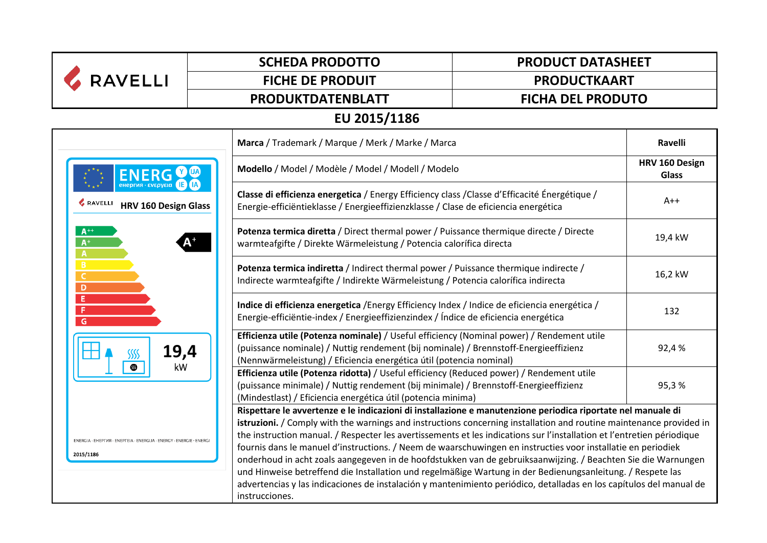| RAVELLI | SCHEDA PRODOTTO | PRODUCT DATASHEET |
|---|---|---|
| | FICHE DE PRODUIT | PRODUCTKAART |
| | PRODUKTDATENBLATT | FICHA DEL PRODUTO |

## EU 2015/1186

ENERG Y IJA IE IA
енергия · ενεργεια

RAVELLI HRV 160 Design Glass

A++ A+ A B C D E F G — A+

19,4 kW

ENERGIA · ЕНЕРГИЯ · ΕΝΕΡΓΕΙΑ · ENERGIJA · ENERGY · ENERGIE · ENERGI

2015/1186

| | |
|---|---|
| **Marca** / Trademark / Marque / Merk / Marke / Marca | Ravelli |
| **Modello** / Model / Modèle / Model / Modell / Modelo | HRV 160 Design Glass |
| **Classe di efficienza energetica** / Energy Efficiency class /Classe d'Efficacité Énergétique / Energie-efficiëntieklasse / Energieeffizienzklasse / Clase de eficiencia energética | A++ |
| **Potenza termica diretta** / Direct thermal power / Puissance thermique directe / Directe warmteafgifte / Direkte Wärmeleistung / Potencia calorífica directa | 19,4 kW |
| **Potenza termica indiretta** / Indirect thermal power / Puissance thermique indirecte / Indirecte warmteafgifte / Indirekte Wärmeleistung / Potencia calorífica indirecta | 16,2 kW |
| **Indice di efficienza energetica** /Energy Efficiency Index / Indice de eficiencia energética / Energie-efficiëntie-index / Energieeffizienzindex / Índice de eficiencia energética | 132 |
| **Efficienza utile (Potenza nominale)** / Useful efficiency (Nominal power) / Rendement utile (puissance nominale) / Nuttig rendement (bij nominale) / Brennstoff-Energieeffizienz (Nennwärmeleistung) / Eficiencia energética útil (potencia nominal) | 92,4 % |
| **Efficienza utile (Potenza ridotta)** / Useful efficiency (Reduced power) / Rendement utile (puissance minimale) / Nuttig rendement (bij minimale) / Brennstoff-Energieeffizienz (Mindestlast) / Eficiencia energética útil (potencia minima) | 95,3 % |

**Rispettare le avvertenze e le indicazioni di installazione e manutenzione periodica riportate nel manuale di istruzioni.** / Comply with the warnings and instructions concerning installation and routine maintenance provided in the instruction manual. / Respecter les avertissements et les indications sur l'installation et l'entretien périodique fournis dans le manuel d'instructions. / Neem de waarschuwingen en instructies voor installatie en periodiek onderhoud in acht zoals aangegeven in de hoofdstukken van de gebruiksaanwijzing. / Beachten Sie die Warnungen und Hinweise betreffend die Installation und regelmäßige Wartung in der Bedienungsanleitung. / Respete las advertencias y las indicaciones de instalación y mantenimiento periódico, detalladas en los capítulos del manual de instrucciones.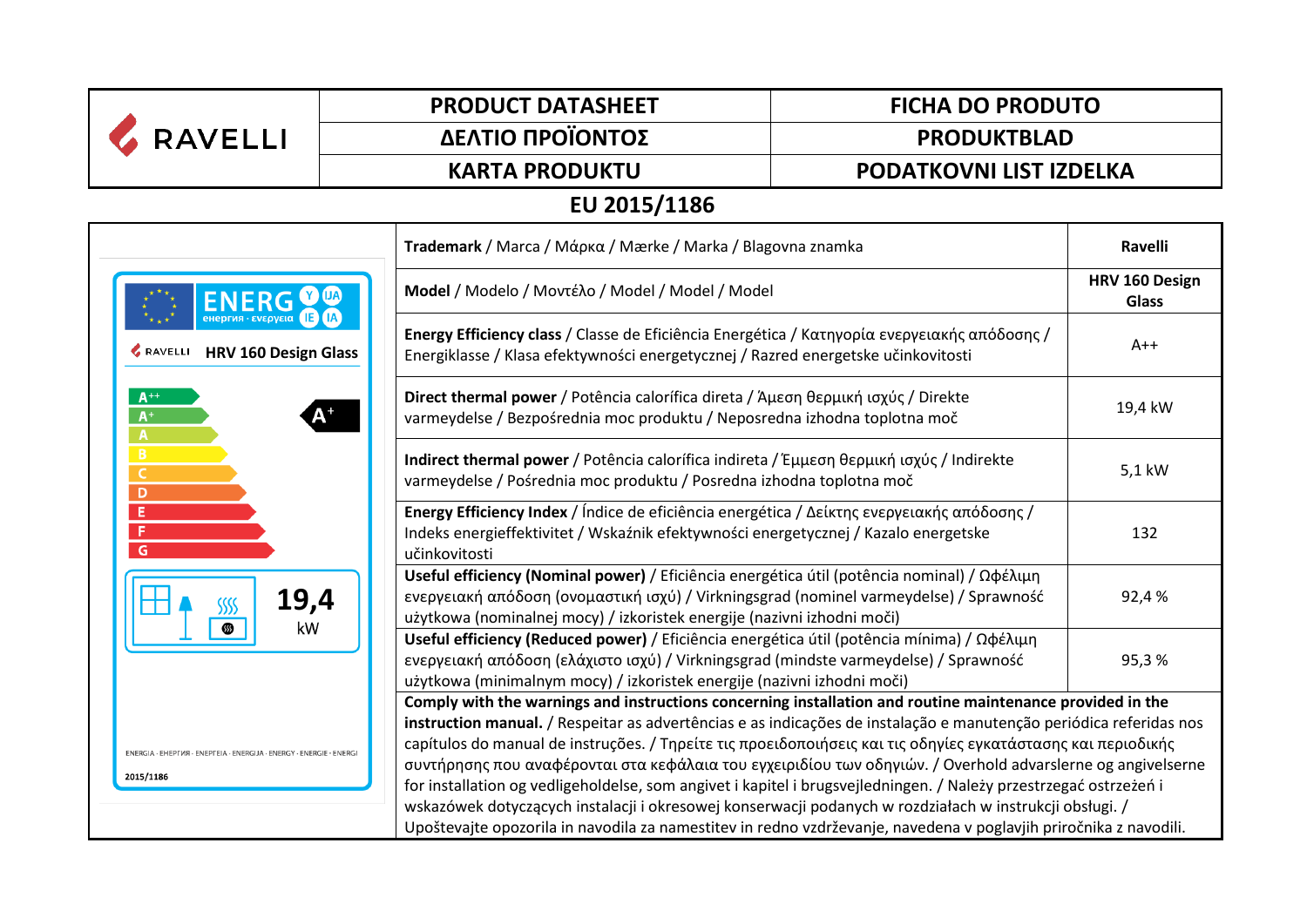| RAVELLI | PRODUCT DATASHEET | FICHA DO PRODUTO |
|---|---|---|
| | ΔΕΛΤΙΟ ΠΡΟΪΟΝΤΟΣ | PRODUKTBLAD |
| | KARTA PRODUKTU | PODATKOVNI LIST IZDELKA |

## EU 2015/1186

| | | |
|---|---|---|
| **Trademark** / Marca / Μάρκα / Mærke / Marka / Blagovna znamka | **Ravelli** |
| **Model** / Modelo / Μοντέλο / Model / Model / Model | **HRV 160 Design Glass** |
| **Energy Efficiency class** / Classe de Eficiência Energética / Κατηγορία ενεργειακής απόδοσης / Energiklasse / Klasa efektywności energetycznej / Razred energetske učinkovitosti | A++ |
| **Direct thermal power** / Potência calorífica direta / Άμεση θερμική ισχύς / Direkte varmeydelse / Bezpośrednia moc produktu / Neposredna izhodna toplotna moč | 19,4 kW |
| **Indirect thermal power** / Potência calorífica indireta / Έμμεση θερμική ισχύς / Indirekte varmeydelse / Pośrednia moc produktu / Posredna izhodna toplotna moč | 5,1 kW |
| **Energy Efficiency Index** / Índice de eficiência energética / Δείκτης ενεργειακής απόδοσης / Indeks energieffektivitet / Wskaźnik efektywności energetycznej / Kazalo energetske učinkovitosti | 132 |
| **Useful efficiency (Nominal power)** / Eficiência energética útil (potência nominal) / Ωφέλιμη ενεργειακή απόδοση (ονομαστική ισχύ) / Virkningsgrad (nominel varmeydelse) / Sprawność użytkowa (nominalnej mocy) / izkoristek energije (nazivni izhodni moči) | 92,4 % |
| **Useful efficiency (Reduced power)** / Eficiência energética útil (potência mínima) / Ωφέλιμη ενεργειακή απόδοση (ελάχιστο ισχύ) / Virkningsgrad (mindste varmeydelse) / Sprawność użytkowa (minimalnym mocy) / izkoristek energije (nazivni izhodni moči) | 95,3 % |

**Comply with the warnings and instructions concerning installation and routine maintenance provided in the instruction manual.** / Respeitar as advertências e as indicações de instalação e manutenção periódica referidas nos capítulos do manual de instruções. / Τηρείτε τις προειδοποιήσεις και τις οδηγίες εγκατάστασης και περιοδικής συντήρησης που αναφέρονται στα κεφάλαια του εγχειριδίου των οδηγιών. / Overhold advarslerne og angivelserne for installation og vedligeholdelse, som angivet i kapitel i brugsvejledningen. / Należy przestrzegać ostrzeżeń i wskazówek dotyczących instalacji i okresowej konserwacji podanych w rozdziałach w instrukcji obsługi. / Upoštevajte opozorila in navodila za namestitev in redno vzdrževanje, navedena v poglavjih priročnika z navodili.

ENERG енергия · ενεργεια Y IJA IE IA

RAVELLI HRV 160 Design Glass

A++
A+
A
B
C
D
E
F
G

A+

19,4
kW

ENERGIA · ЕНЕРГИЯ · ΕΝΕΡΓΕΙΑ · ENERGIJA · ENERGY · ENERGIE · ENERGI

2015/1186